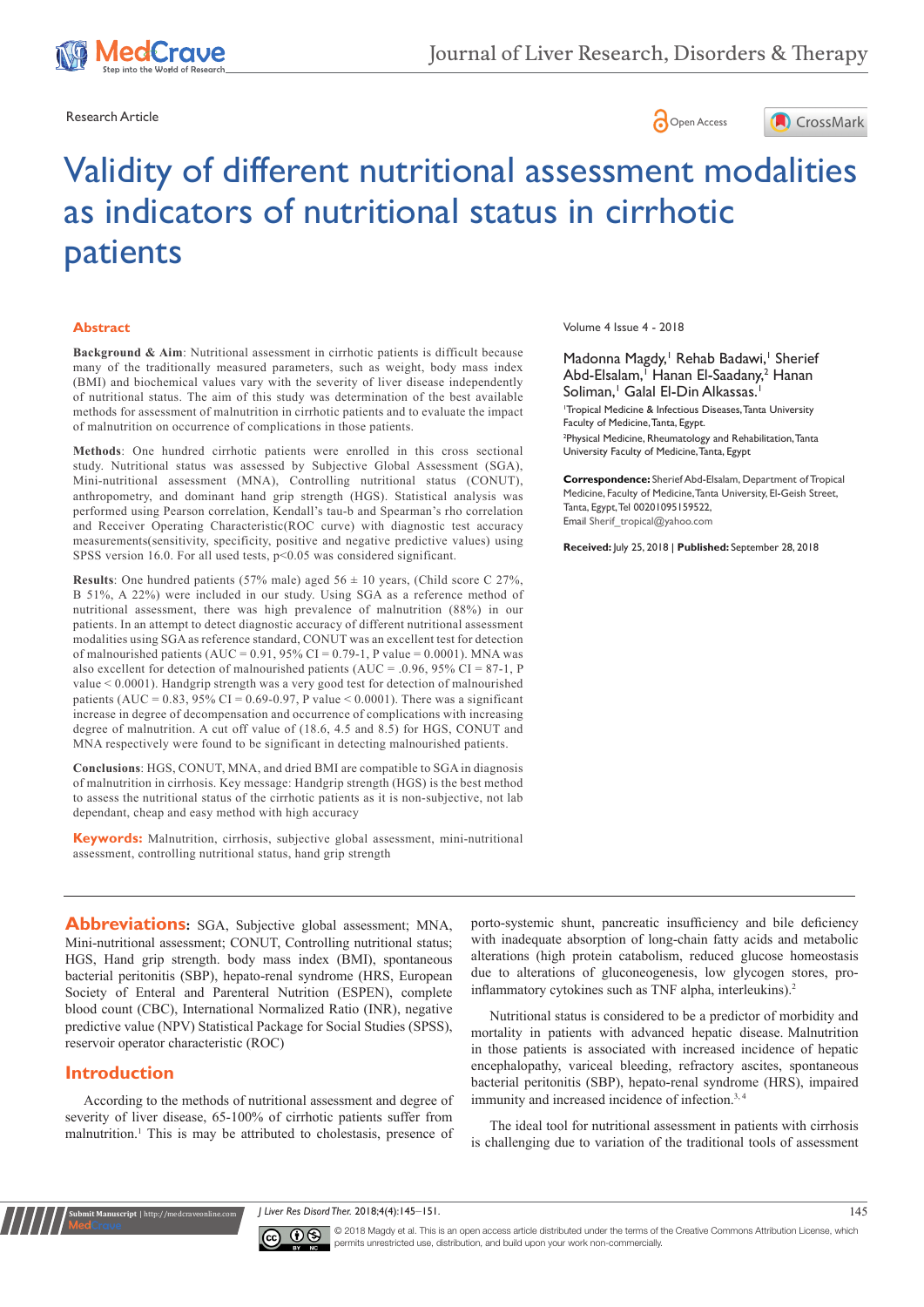Research Article

Open Access

# Validity of different nutritional assessment modalities as indicators of nutritional status in cirrhotic patients

Volume 4 Issue 4 - 2018

Madonna Magdy,[1] Rehab Badawi,[1] Sherief Abd-Elsalam,[1] Hanan El-Saadany,[2] Hanan Soliman,[1] Galal El-Din Alkassas.[1]

[1]Tropical Medicine & Infectious Diseases, Tanta University Faculty of Medicine, Tanta, Egypt.

[2]Physical Medicine, Rheumatology and Rehabilitation, Tanta University Faculty of Medicine, Tanta, Egypt

**Correspondence:** Sherief Abd-Elsalam, Department of Tropical Medicine, Faculty of Medicine, Tanta University, El-Geish Street, Tanta, Egypt, Tel 00201095159522, Email Sherif_tropical@yahoo.com

**Received:** July 25, 2018 | **Published:** September 28, 2018

## Abstract

**Background & Aim**: Nutritional assessment in cirrhotic patients is difficult because many of the traditionally measured parameters, such as weight, body mass index (BMI) and biochemical values vary with the severity of liver disease independently of nutritional status. The aim of this study was determination of the best available methods for assessment of malnutrition in cirrhotic patients and to evaluate the impact of malnutrition on occurrence of complications in those patients.

**Methods**: One hundred cirrhotic patients were enrolled in this cross sectional study. Nutritional status was assessed by Subjective Global Assessment (SGA), Mini-nutritional assessment (MNA), Controlling nutritional status (CONUT), anthropometry, and dominant hand grip strength (HGS). Statistical analysis was performed using Pearson correlation, Kendall's tau-b and Spearman's rho correlation and Receiver Operating Characteristic(ROC curve) with diagnostic test accuracy measurements(sensitivity, specificity, positive and negative predictive values) using SPSS version 16.0. For all used tests, $p<0.05$ was considered significant.

**Results**: One hundred patients (57% male) aged 56 ± 10 years, (Child score C 27%, B 51%, A 22%) were included in our study. Using SGA as a reference method of nutritional assessment, there was high prevalence of malnutrition (88%) in our patients. In an attempt to detect diagnostic accuracy of different nutritional assessment modalities using SGA as reference standard, CONUT was an excellent test for detection of malnourished patients (AUC = 0.91, 95% CI = 0.79-1, P value = 0.0001). MNA was also excellent for detection of malnourished patients (AUC = .0.96, 95% CI = 87-1, P value < 0.0001). Handgrip strength was a very good test for detection of malnourished patients (AUC = 0.83, 95% CI = 0.69-0.97, P value < 0.0001). There was a significant increase in degree of decompensation and occurrence of complications with increasing degree of malnutrition. A cut off value of (18.6, 4.5 and 8.5) for HGS, CONUT and MNA respectively were found to be significant in detecting malnourished patients.

**Conclusions**: HGS, CONUT, MNA, and dried BMI are compatible to SGA in diagnosis of malnutrition in cirrhosis. Key message: Handgrip strength (HGS) is the best method to assess the nutritional status of the cirrhotic patients as it is non-subjective, not lab dependant, cheap and easy method with high accuracy

**Keywords:** Malnutrition, cirrhosis, subjective global assessment, mini-nutritional assessment, controlling nutritional status, hand grip strength

**Abbreviations:** SGA, Subjective global assessment; MNA, Mini-nutritional assessment; CONUT, Controlling nutritional status; HGS, Hand grip strength. body mass index (BMI), spontaneous bacterial peritonitis (SBP), hepato-renal syndrome (HRS, European Society of Enteral and Parenteral Nutrition (ESPEN), complete blood count (CBC), International Normalized Ratio (INR), negative predictive value (NPV) Statistical Package for Social Studies (SPSS), reservoir operator characteristic (ROC)

## Introduction

According to the methods of nutritional assessment and degree of severity of liver disease, 65-100% of cirrhotic patients suffer from malnutrition.[1] This is may be attributed to cholestasis, presence of porto-systemic shunt, pancreatic insufficiency and bile deficiency with inadequate absorption of long-chain fatty acids and metabolic alterations (high protein catabolism, reduced glucose homeostasis due to alterations of gluconeogenesis, low glycogen stores, pro-inflammatory cytokines such as TNF alpha, interleukins).[2]

Nutritional status is considered to be a predictor of morbidity and mortality in patients with advanced hepatic disease. Malnutrition in those patients is associated with increased incidence of hepatic encephalopathy, variceal bleeding, refractory ascites, spontaneous bacterial peritonitis (SBP), hepato-renal syndrome (HRS), impaired immunity and increased incidence of infection.[3,4]

The ideal tool for nutritional assessment in patients with cirrhosis is challenging due to variation of the traditional tools of assessment

© 2018 Magdy et al. This is an open access article distributed under the terms of the Creative Commons Attribution License, which permits unrestricted use, distribution, and build upon your work non-commercially.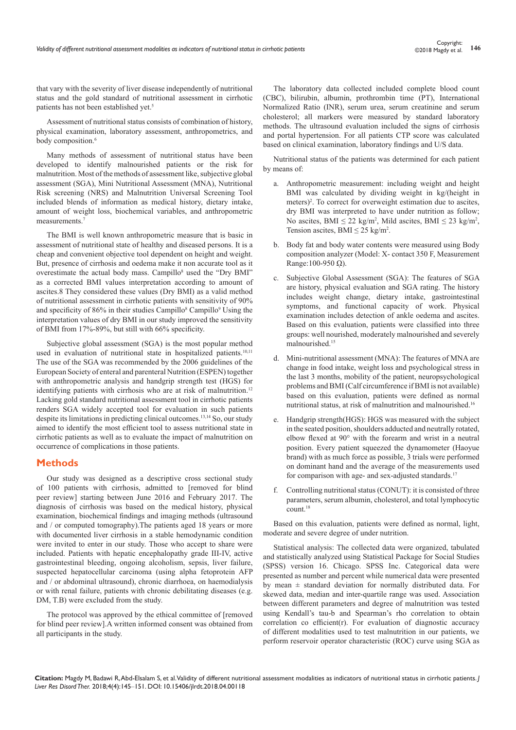that vary with the severity of liver disease independently of nutritional status and the gold standard of nutritional assessment in cirrhotic patients has not been established yet.[5]

Assessment of nutritional status consists of combination of history, physical examination, laboratory assessment, anthropometrics, and body composition.[6]

Many methods of assessment of nutritional status have been developed to identify malnourished patients or the risk for malnutrition. Most of the methods of assessment like, subjective global assessment (SGA), Mini Nutritional Assessment (MNA), Nutritional Risk screening (NRS) and Malnutrition Universal Screening Tool included blends of information as medical history, dietary intake, amount of weight loss, biochemical variables, and anthropometric measurements.[7]

The BMI is well known anthropometric measure that is basic in assessment of nutritional state of healthy and diseased persons. It is a cheap and convenient objective tool dependent on height and weight. But, presence of cirrhosis and oedema make it non accurate tool as it overestimate the actual body mass. Campillo[8] used the "Dry BMI" as a corrected BMI values interpretation according to amount of ascites.8 They considered these values (Dry BMI) as a valid method of nutritional assessment in cirrhotic patients with sensitivity of 90% and specificity of 86% in their studies Campillo[8] Campillo[9] Using the interpretation values of dry BMI in our study improved the sensitivity of BMI from 17%-89%, but still with 66% specificity.

Subjective global assessment (SGA) is the most popular method used in evaluation of nutritional state in hospitalized patients.[10,11] The use of the SGA was recommended by the 2006 guidelines of the European Society of enteral and parenteral Nutrition (ESPEN) together with anthropometric analysis and handgrip strength test (HGS) for identifying patients with cirrhosis who are at risk of malnutrition.[12] Lacking gold standard nutritional assessment tool in cirrhotic patients renders SGA widely accepted tool for evaluation in such patients despite its limitations in predicting clinical outcomes.[13,14] So, our study aimed to identify the most efficient tool to assess nutritional state in cirrhotic patients as well as to evaluate the impact of malnutrition on occurrence of complications in those patients.

## Methods

Our study was designed as a descriptive cross sectional study of 100 patients with cirrhosis, admitted to [removed for blind peer review] starting between June 2016 and February 2017. The diagnosis of cirrhosis was based on the medical history, physical examination, biochemical findings and imaging methods (ultrasound and / or computed tomography).The patients aged 18 years or more with documented liver cirrhosis in a stable hemodynamic condition were invited to enter in our study. Those who accept to share were included. Patients with hepatic encephalopathy grade III-IV, active gastrointestinal bleeding, ongoing alcoholism, sepsis, liver failure, suspected hepatocellular carcinoma (using alpha fetoprotein AFP and / or abdominal ultrasound), chronic diarrhoea, on haemodialysis or with renal failure, patients with chronic debilitating diseases (e.g. DM, T.B) were excluded from the study.

The protocol was approved by the ethical committee of [removed for blind peer review].A written informed consent was obtained from all participants in the study.

The laboratory data collected included complete blood count (CBC), bilirubin, albumin, prothrombin time (PT), International Normalized Ratio (INR), serum urea, serum creatinine and serum cholesterol; all markers were measured by standard laboratory methods. The ultrasound evaluation included the signs of cirrhosis and portal hypertension. For all patients CTP score was calculated based on clinical examination, laboratory findings and U/S data.

Nutritional status of the patients was determined for each patient by means of:

a. Anthropometric measurement: including weight and height BMI was calculated by dividing weight in kg/(height in meters)$^2$. To correct for overweight estimation due to ascites, dry BMI was interpreted to have under nutrition as follow; No ascites, BMI $\leq 22$ kg/m$^2$, Mild ascites, BMI $\leq 23$ kg/m$^2$, Tension ascites, BMI $\leq 25$ kg/m$^2$.

b. Body fat and body water contents were measured using Body composition analyzer (Model: X- contact 350 F, Measurement Range:100-950 Ω).

c. Subjective Global Assessment (SGA): The features of SGA are history, physical evaluation and SGA rating. The history includes weight change, dietary intake, gastrointestinal symptoms, and functional capacity of work. Physical examination includes detection of ankle oedema and ascites. Based on this evaluation, patients were classified into three groups: well nourished, moderately malnourished and severely malnourished.[15]

d. Mini-nutritional assessment (MNA): The features of MNA are change in food intake, weight loss and psychological stress in the last 3 months, mobility of the patient, neuropsychological problems and BMI (Calf circumference if BMI is not available) based on this evaluation, patients were defined as normal nutritional status, at risk of malnutrition and malnourished.[16]

e. Handgrip strength(HGS): HGS was measured with the subject in the seated position, shoulders adducted and neutrally rotated, elbow flexed at 90° with the forearm and wrist in a neutral position. Every patient squeezed the dynamometer (Haoyue brand) with as much force as possible, 3 trials were performed on dominant hand and the average of the measurements used for comparison with age- and sex-adjusted standards.[17]

f. Controlling nutritional status (CONUT): it is consisted of three parameters, serum albumin, cholesterol, and total lymphocytic count.[18]

Based on this evaluation, patients were defined as normal, light, moderate and severe degree of under nutrition.

Statistical analysis: The collected data were organized, tabulated and statistically analyzed using Statistical Package for Social Studies (SPSS) version 16. Chicago. SPSS Inc. Categorical data were presented as number and percent while numerical data were presented by mean ± standard deviation for normally distributed data. For skewed data, median and inter-quartile range was used. Association between different parameters and degree of malnutrition was tested using Kendall's tau-b and Spearman's rho correlation to obtain correlation co efficient(r). For evaluation of diagnostic accuracy of different modalities used to test malnutrition in our patients, we perform reservoir operator characteristic (ROC) curve using SGA as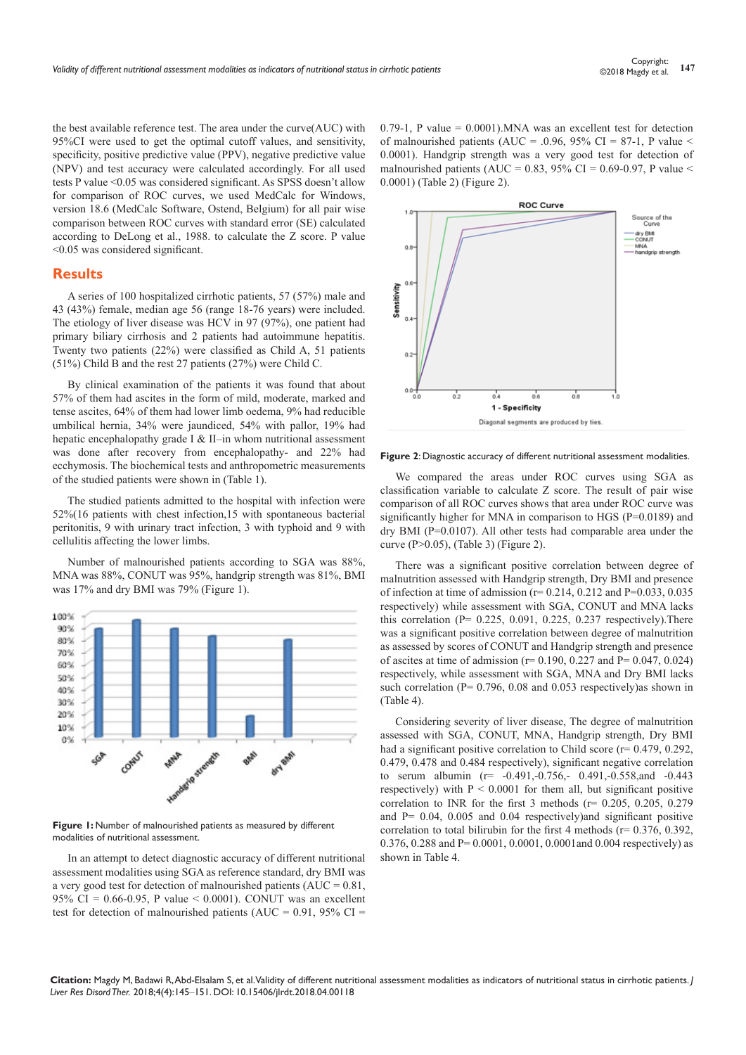the best available reference test. The area under the curve(AUC) with 95%CI were used to get the optimal cutoff values, and sensitivity, specificity, positive predictive value (PPV), negative predictive value (NPV) and test accuracy were calculated accordingly. For all used tests P value <0.05 was considered significant. As SPSS doesn't allow for comparison of ROC curves, we used MedCalc for Windows, version 18.6 (MedCalc Software, Ostend, Belgium) for all pair wise comparison between ROC curves with standard error (SE) calculated according to DeLong et al., 1988. to calculate the Z score. P value <0.05 was considered significant.

## Results

A series of 100 hospitalized cirrhotic patients, 57 (57%) male and 43 (43%) female, median age 56 (range 18-76 years) were included. The etiology of liver disease was HCV in 97 (97%), one patient had primary biliary cirrhosis and 2 patients had autoimmune hepatitis. Twenty two patients (22%) were classified as Child A, 51 patients (51%) Child B and the rest 27 patients (27%) were Child C.

By clinical examination of the patients it was found that about 57% of them had ascites in the form of mild, moderate, marked and tense ascites, 64% of them had lower limb oedema, 9% had reducible umbilical hernia, 34% were jaundiced, 54% with pallor, 19% had hepatic encephalopathy grade I & II–in whom nutritional assessment was done after recovery from encephalopathy- and 22% had ecchymosis. The biochemical tests and anthropometric measurements of the studied patients were shown in (Table 1).

The studied patients admitted to the hospital with infection were 52%(16 patients with chest infection,15 with spontaneous bacterial peritonitis, 9 with urinary tract infection, 3 with typhoid and 9 with cellulitis affecting the lower limbs.

Number of malnourished patients according to SGA was 88%, MNA was 88%, CONUT was 95%, handgrip strength was 81%, BMI was 17% and dry BMI was 79% (Figure 1).

**Figure 1:** Number of malnourished patients as measured by different modalities of nutritional assessment.

In an attempt to detect diagnostic accuracy of different nutritional assessment modalities using SGA as reference standard, dry BMI was a very good test for detection of malnourished patients (AUC = 0.81, 95% CI = 0.66-0.95, P value < 0.0001). CONUT was an excellent test for detection of malnourished patients (AUC = 0.91, 95% CI = 0.79-1, P value = 0.0001).MNA was an excellent test for detection of malnourished patients (AUC = .0.96, 95% CI = 87-1, P value < 0.0001). Handgrip strength was a very good test for detection of malnourished patients (AUC = 0.83, 95% CI = 0.69-0.97, P value < 0.0001) (Table 2) (Figure 2).

**Figure 2**: Diagnostic accuracy of different nutritional assessment modalities.

We compared the areas under ROC curves using SGA as classification variable to calculate Z score. The result of pair wise comparison of all ROC curves shows that area under ROC curve was significantly higher for MNA in comparison to HGS (P=0.0189) and dry BMI (P=0.0107). All other tests had comparable area under the curve (P>0.05), (Table 3) (Figure 2).

There was a significant positive correlation between degree of malnutrition assessed with Handgrip strength, Dry BMI and presence of infection at time of admission (r= 0.214, 0.212 and P=0.033, 0.035 respectively) while assessment with SGA, CONUT and MNA lacks this correlation (P= 0.225, 0.091, 0.225, 0.237 respectively).There was a significant positive correlation between degree of malnutrition as assessed by scores of CONUT and Handgrip strength and presence of ascites at time of admission (r= 0.190, 0.227 and P= 0.047, 0.024) respectively, while assessment with SGA, MNA and Dry BMI lacks such correlation (P= 0.796, 0.08 and 0.053 respectively)as shown in (Table 4).

Considering severity of liver disease, The degree of malnutrition assessed with SGA, CONUT, MNA, Handgrip strength, Dry BMI had a significant positive correlation to Child score (r= 0.479, 0.292, 0.479, 0.478 and 0.484 respectively), significant negative correlation to serum albumin (r= -0.491,-0.756,- 0.491,-0.558,and -0.443 respectively) with P < 0.0001 for them all, but significant positive correlation to INR for the first 3 methods (r= 0.205, 0.205, 0.279 and P= 0.04, 0.005 and 0.04 respectively)and significant positive correlation to total bilirubin for the first 4 methods (r= 0.376, 0.392, 0.376, 0.288 and P= 0.0001, 0.0001, 0.0001and 0.004 respectively) as shown in Table 4.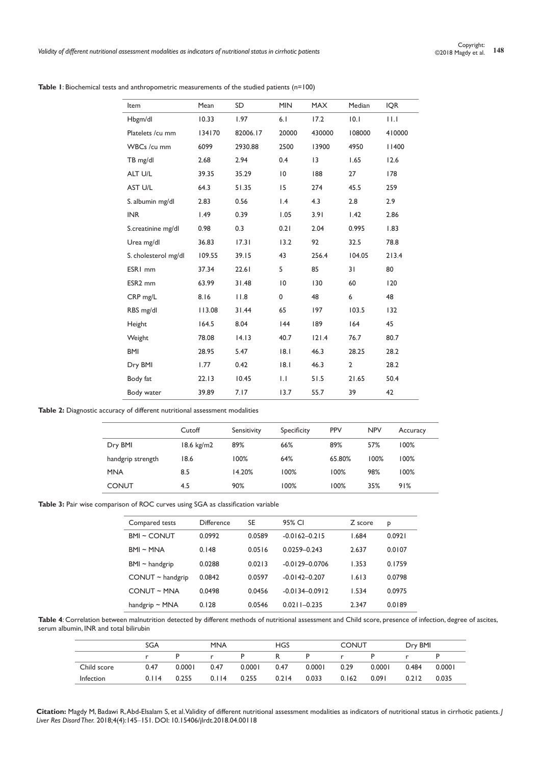**Table 1**: Biochemical tests and anthropometric measurements of the studied patients (n=100)

| Item | Mean | SD | MIN | MAX | Median | IQR |
|---|---|---|---|---|---|---|
| Hbgm/dl | 10.33 | 1.97 | 6.1 | 17.2 | 10.1 | 11.1 |
| Platelets /cu mm | 134170 | 82006.17 | 20000 | 430000 | 108000 | 410000 |
| WBCs /cu mm | 6099 | 2930.88 | 2500 | 13900 | 4950 | 11400 |
| TB mg/dl | 2.68 | 2.94 | 0.4 | 13 | 1.65 | 12.6 |
| ALT U/L | 39.35 | 35.29 | 10 | 188 | 27 | 178 |
| AST U/L | 64.3 | 51.35 | 15 | 274 | 45.5 | 259 |
| S. albumin mg/dl | 2.83 | 0.56 | 1.4 | 4.3 | 2.8 | 2.9 |
| INR | 1.49 | 0.39 | 1.05 | 3.91 | 1.42 | 2.86 |
| S.creatinine mg/dl | 0.98 | 0.3 | 0.21 | 2.04 | 0.995 | 1.83 |
| Urea mg/dl | 36.83 | 17.31 | 13.2 | 92 | 32.5 | 78.8 |
| S. cholesterol mg/dl | 109.55 | 39.15 | 43 | 256.4 | 104.05 | 213.4 |
| ESR1 mm | 37.34 | 22.61 | 5 | 85 | 31 | 80 |
| ESR2 mm | 63.99 | 31.48 | 10 | 130 | 60 | 120 |
| CRP mg/L | 8.16 | 11.8 | 0 | 48 | 6 | 48 |
| RBS mg/dl | 113.08 | 31.44 | 65 | 197 | 103.5 | 132 |
| Height | 164.5 | 8.04 | 144 | 189 | 164 | 45 |
| Weight | 78.08 | 14.13 | 40.7 | 121.4 | 76.7 | 80.7 |
| BMI | 28.95 | 5.47 | 18.1 | 46.3 | 28.25 | 28.2 |
| Dry BMI | 1.77 | 0.42 | 18.1 | 46.3 | 2 | 28.2 |
| Body fat | 22.13 | 10.45 | 1.1 | 51.5 | 21.65 | 50.4 |
| Body water | 39.89 | 7.17 | 13.7 | 55.7 | 39 | 42 |

**Table 2:** Diagnostic accuracy of different nutritional assessment modalities

| | Cutoff | Sensitivity | Specificity | PPV | NPV | Accuracy |
|---|---|---|---|---|---|---|
| Dry BMI | 18.6 kg/m2 | 89% | 66% | 89% | 57% | 100% |
| handgrip strength | 18.6 | 100% | 64% | 65.80% | 100% | 100% |
| MNA | 8.5 | 14.20% | 100% | 100% | 98% | 100% |
| CONUT | 4.5 | 90% | 100% | 100% | 35% | 91% |

**Table 3:** Pair wise comparison of ROC curves using SGA as classification variable

| Compared tests | Difference | SE | 95% CI | Z score | p |
|---|---|---|---|---|---|
| BMI ~ CONUT | 0.0992 | 0.0589 | -0.0162–0.215 | 1.684 | 0.0921 |
| BMI ~ MNA | 0.148 | 0.0516 | 0.0259–0.243 | 2.637 | 0.0107 |
| BMI ~ handgrip | 0.0288 | 0.0213 | -0.0129–0.0706 | 1.353 | 0.1759 |
| CONUT ~ handgrip | 0.0842 | 0.0597 | -0.0142–0.207 | 1.613 | 0.0798 |
| CONUT ~ MNA | 0.0498 | 0.0456 | -0.0134–0.0912 | 1.534 | 0.0975 |
| handgrip ~ MNA | 0.128 | 0.0546 | 0.0211–0.235 | 2.347 | 0.0189 |

**Table 4**: Correlation between malnutrition detected by different methods of nutritional assessment and Child score, presence of infection, degree of ascites, serum albumin, INR and total bilirubin

| | SGA | | MNA | | HGS | | CONUT | | Dry BMI | |
|---|---|---|---|---|---|---|---|---|---|---|
| | r | P | r | P | R | P | r | P | r | P |
| Child score | 0.47 | 0.0001 | 0.47 | 0.0001 | 0.47 | 0.0001 | 0.29 | 0.0001 | 0.484 | 0.0001 |
| Infection | 0.114 | 0.255 | 0.114 | 0.255 | 0.214 | 0.033 | 0.162 | 0.091 | 0.212 | 0.035 |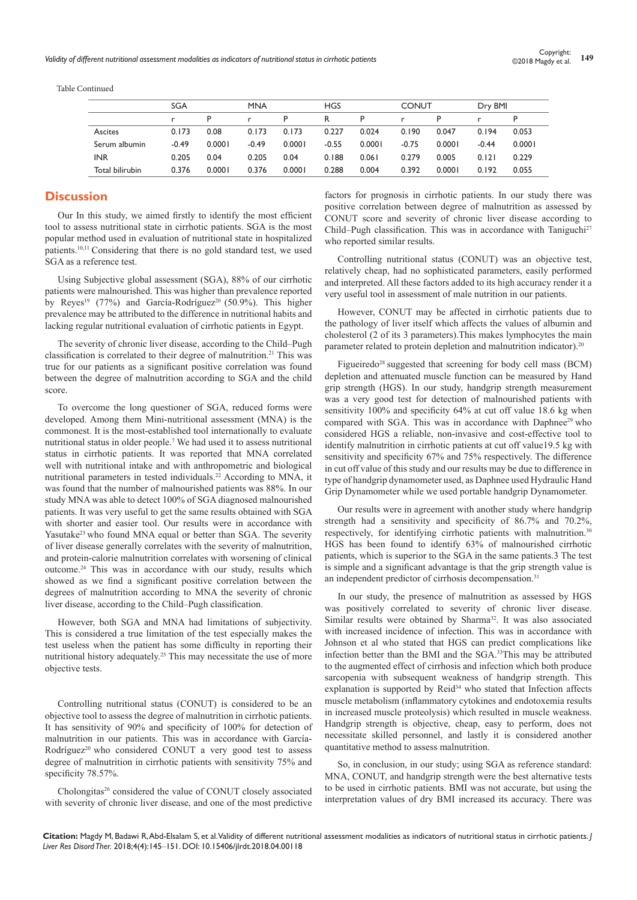Table Continued

| | SGA | | MNA | | HGS | | CONUT | | Dry BMI | |
|---|---|---|---|---|---|---|---|---|---|---|
| | r | P | r | P | R | P | r | P | r | P |
| Ascites | 0.173 | 0.08 | 0.173 | 0.173 | 0.227 | 0.024 | 0.190 | 0.047 | 0.194 | 0.053 |
| Serum albumin | -0.49 | 0.0001 | -0.49 | 0.0001 | -0.55 | 0.0001 | -0.75 | 0.0001 | -0.44 | 0.0001 |
| INR | 0.205 | 0.04 | 0.205 | 0.04 | 0.188 | 0.061 | 0.279 | 0.005 | 0.121 | 0.229 |
| Total bilirubin | 0.376 | 0.0001 | 0.376 | 0.0001 | 0.288 | 0.004 | 0.392 | 0.0001 | 0.192 | 0.055 |

## Discussion

Our In this study, we aimed firstly to identify the most efficient tool to assess nutritional state in cirrhotic patients. SGA is the most popular method used in evaluation of nutritional state in hospitalized patients.[10,11] Considering that there is no gold standard test, we used SGA as a reference test.

Using Subjective global assessment (SGA), 88% of our cirrhotic patients were malnourished. This was higher than prevalence reported by Reyes[19] (77%) and García-Rodríguez[20] (50.9%). This higher prevalence may be attributed to the difference in nutritional habits and lacking regular nutritional evaluation of cirrhotic patients in Egypt.

The severity of chronic liver disease, according to the Child–Pugh classification is correlated to their degree of malnutrition.[21] This was true for our patients as a significant positive correlation was found between the degree of malnutrition according to SGA and the child score.

To overcome the long questioner of SGA, reduced forms were developed. Among them Mini-nutritional assessment (MNA) is the commonest. It is the most-established tool internationally to evaluate nutritional status in older people.[7] We had used it to assess nutritional status in cirrhotic patients. It was reported that MNA correlated well with nutritional intake and with anthropometric and biological nutritional parameters in tested individuals.[22] According to MNA, it was found that the number of malnourished patients was 88%. In our study MNA was able to detect 100% of SGA diagnosed malnourished patients. It was very useful to get the same results obtained with SGA with shorter and easier tool. Our results were in accordance with Yasutake[23] who found MNA equal or better than SGA. The severity of liver disease generally correlates with the severity of malnutrition, and protein-calorie malnutrition correlates with worsening of clinical outcome.[24] This was in accordance with our study, results which showed as we find a significant positive correlation between the degrees of malnutrition according to MNA the severity of chronic liver disease, according to the Child–Pugh classification.

However, both SGA and MNA had limitations of subjectivity. This is considered a true limitation of the test especially makes the test useless when the patient has some difficulty in reporting their nutritional history adequately.[25] This may necessitate the use of more objective tests.

Controlling nutritional status (CONUT) is considered to be an objective tool to assess the degree of malnutrition in cirrhotic patients. It has sensitivity of 90% and specificity of 100% for detection of malnutrition in our patients. This was in accordance with García-Rodríguez[20] who considered CONUT a very good test to assess degree of malnutrition in cirrhotic patients with sensitivity 75% and specificity 78.57%.

Cholongitas[26] considered the value of CONUT closely associated with severity of chronic liver disease, and one of the most predictive factors for prognosis in cirrhotic patients. In our study there was positive correlation between degree of malnutrition as assessed by CONUT score and severity of chronic liver disease according to Child–Pugh classification. This was in accordance with Taniguchi[27] who reported similar results.

Controlling nutritional status (CONUT) was an objective test, relatively cheap, had no sophisticated parameters, easily performed and interpreted. All these factors added to its high accuracy render it a very useful tool in assessment of male nutrition in our patients.

However, CONUT may be affected in cirrhotic patients due to the pathology of liver itself which affects the values of albumin and cholesterol (2 of its 3 parameters).This makes lymphocytes the main parameter related to protein depletion and malnutrition indicator).[20]

Figueiredo[28] suggested that screening for body cell mass (BCM) depletion and attenuated muscle function can be measured by Hand grip strength (HGS). In our study, handgrip strength measurement was a very good test for detection of malnourished patients with sensitivity 100% and specificity 64% at cut off value 18.6 kg when compared with SGA. This was in accordance with Daphnee[29] who considered HGS a reliable, non-invasive and cost-effective tool to identify malnutrition in cirrhotic patients at cut off value19.5 kg with sensitivity and specificity 67% and 75% respectively. The difference in cut off value of this study and our results may be due to difference in type of handgrip dynamometer used, as Daphnee used Hydraulic Hand Grip Dynamometer while we used portable handgrip Dynamometer.

Our results were in agreement with another study where handgrip strength had a sensitivity and specificity of 86.7% and 70.2%, respectively, for identifying cirrhotic patients with malnutrition.[30] HGS has been found to identify 63% of malnourished cirrhotic patients, which is superior to the SGA in the same patients.3 The test is simple and a significant advantage is that the grip strength value is an independent predictor of cirrhosis decompensation.[31]

In our study, the presence of malnutrition as assessed by HGS was positively correlated to severity of chronic liver disease. Similar results were obtained by Sharma[32]. It was also associated with increased incidence of infection. This was in accordance with Johnson et al who stated that HGS can predict complications like infection better than the BMI and the SGA.[33]This may be attributed to the augmented effect of cirrhosis and infection which both produce sarcopenia with subsequent weakness of handgrip strength. This explanation is supported by Reid[34] who stated that Infection affects muscle metabolism (inflammatory cytokines and endotoxemia results in increased muscle proteolysis) which resulted in muscle weakness. Handgrip strength is objective, cheap, easy to perform, does not necessitate skilled personnel, and lastly it is considered another quantitative method to assess malnutrition.

So, in conclusion, in our study; using SGA as reference standard: MNA, CONUT, and handgrip strength were the best alternative tests to be used in cirrhotic patients. BMI was not accurate, but using the interpretation values of dry BMI increased its accuracy. There was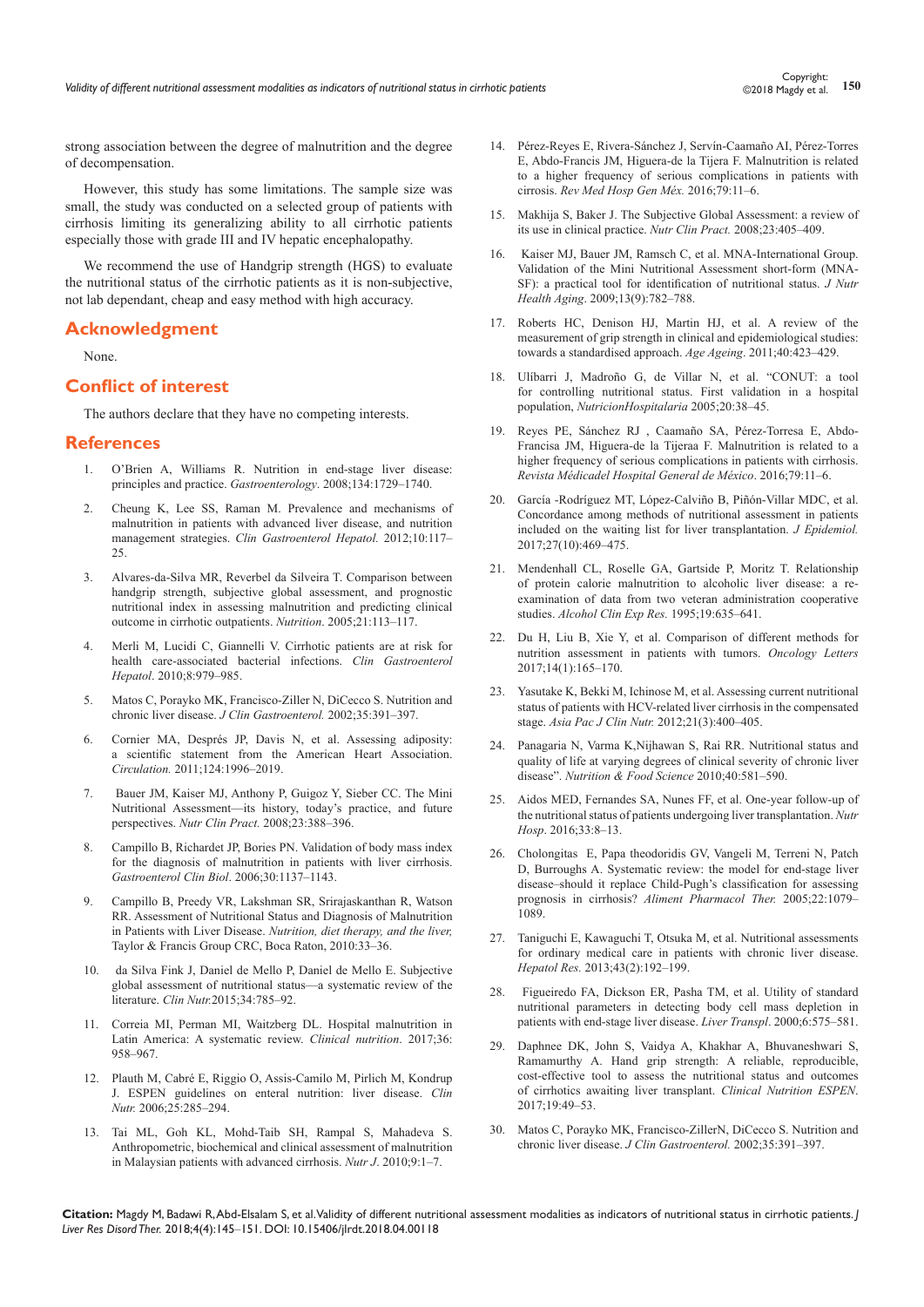strong association between the degree of malnutrition and the degree of decompensation.

However, this study has some limitations. The sample size was small, the study was conducted on a selected group of patients with cirrhosis limiting its generalizing ability to all cirrhotic patients especially those with grade III and IV hepatic encephalopathy.

We recommend the use of Handgrip strength (HGS) to evaluate the nutritional status of the cirrhotic patients as it is non-subjective, not lab dependant, cheap and easy method with high accuracy.

## Acknowledgment

None.

## Conflict of interest

The authors declare that they have no competing interests.

## References

1. O'Brien A, Williams R. Nutrition in end-stage liver disease: principles and practice. *Gastroenterology*. 2008;134:1729–1740.
2. Cheung K, Lee SS, Raman M. Prevalence and mechanisms of malnutrition in patients with advanced liver disease, and nutrition management strategies. *Clin Gastroenterol Hepatol.* 2012;10:117–25.
3. Alvares-da-Silva MR, Reverbel da Silveira T. Comparison between handgrip strength, subjective global assessment, and prognostic nutritional index in assessing malnutrition and predicting clinical outcome in cirrhotic outpatients. *Nutrition*. 2005;21:113–117.
4. Merli M, Lucidi C, Giannelli V. Cirrhotic patients are at risk for health care-associated bacterial infections. *Clin Gastroenterol Hepatol*. 2010;8:979–985.
5. Matos C, Porayko MK, Francisco-Ziller N, DiCecco S. Nutrition and chronic liver disease. *J Clin Gastroenterol.* 2002;35:391–397.
6. Cornier MA, Després JP, Davis N, et al. Assessing adiposity: a scientific statement from the American Heart Association. *Circulation.* 2011;124:1996–2019.
7. Bauer JM, Kaiser MJ, Anthony P, Guigoz Y, Sieber CC. The Mini Nutritional Assessment—its history, today's practice, and future perspectives. *Nutr Clin Pract.* 2008;23:388–396.
8. Campillo B, Richardet JP, Bories PN. Validation of body mass index for the diagnosis of malnutrition in patients with liver cirrhosis. *Gastroenterol Clin Biol*. 2006;30:1137–1143.
9. Campillo B, Preedy VR, Lakshman SR, Srirajaskanthan R, Watson RR. Assessment of Nutritional Status and Diagnosis of Malnutrition in Patients with Liver Disease. *Nutrition, diet therapy, and the liver,* Taylor & Francis Group CRC, Boca Raton, 2010:33–36.
10. da Silva Fink J, Daniel de Mello P, Daniel de Mello E. Subjective global assessment of nutritional status—a systematic review of the literature. *Clin Nutr.*2015;34:785–92.
11. Correia MI, Perman MI, Waitzberg DL. Hospital malnutrition in Latin America: A systematic review. *Clinical nutrition*. 2017;36: 958–967.
12. Plauth M, Cabré E, Riggio O, Assis-Camilo M, Pirlich M, Kondrup J. ESPEN guidelines on enteral nutrition: liver disease. *Clin Nutr.* 2006;25:285–294.
13. Tai ML, Goh KL, Mohd-Taib SH, Rampal S, Mahadeva S. Anthropometric, biochemical and clinical assessment of malnutrition in Malaysian patients with advanced cirrhosis. *Nutr J*. 2010;9:1–7.
14. Pérez-Reyes E, Rivera-Sánchez J, Servín-Caamaño AI, Pérez-Torres E, Abdo-Francis JM, Higuera-de la Tijera F. Malnutrition is related to a higher frequency of serious complications in patients with cirrosis. *Rev Med Hosp Gen Méx.* 2016;79:11–6.
15. Makhija S, Baker J. The Subjective Global Assessment: a review of its use in clinical practice. *Nutr Clin Pract.* 2008;23:405–409.
16. Kaiser MJ, Bauer JM, Ramsch C, et al. MNA-International Group. Validation of the Mini Nutritional Assessment short-form (MNA-SF): a practical tool for identification of nutritional status. *J Nutr Health Aging*. 2009;13(9):782–788.
17. Roberts HC, Denison HJ, Martin HJ, et al. A review of the measurement of grip strength in clinical and epidemiological studies: towards a standardised approach. *Age Ageing*. 2011;40:423–429.
18. Ulíbarri J, Madroño G, de Villar N, et al. "CONUT: a tool for controlling nutritional status. First validation in a hospital population, *NutricionHospitalaria* 2005;20:38–45.
19. Reyes PE, Sánchez RJ , Caamaño SA, Pérez-Torresa E, Abdo-Francisa JM, Higuera-de la Tijeraa F. Malnutrition is related to a higher frequency of serious complications in patients with cirrhosis. *Revista Médicadel Hospital General de México*. 2016;79:11–6.
20. García -Rodríguez MT, López-Calviño B, Piñón-Villar MDC, et al. Concordance among methods of nutritional assessment in patients included on the waiting list for liver transplantation. *J Epidemiol.* 2017;27(10):469–475.
21. Mendenhall CL, Roselle GA, Gartside P, Moritz T. Relationship of protein calorie malnutrition to alcoholic liver disease: a re-examination of data from two veteran administration cooperative studies. *Alcohol Clin Exp Res.* 1995;19:635–641.
22. Du H, Liu B, Xie Y, et al. Comparison of different methods for nutrition assessment in patients with tumors. *Oncology Letters* 2017;14(1):165–170.
23. Yasutake K, Bekki M, Ichinose M, et al. Assessing current nutritional status of patients with HCV-related liver cirrhosis in the compensated stage. *Asia Pac J Clin Nutr.* 2012;21(3):400–405.
24. Panagaria N, Varma K,Nijhawan S, Rai RR. Nutritional status and quality of life at varying degrees of clinical severity of chronic liver disease". *Nutrition & Food Science* 2010;40:581–590.
25. Aidos MED, Fernandes SA, Nunes FF, et al. One-year follow-up of the nutritional status of patients undergoing liver transplantation. *Nutr Hosp*. 2016;33:8–13.
26. Cholongitas E, Papa theodoridis GV, Vangeli M, Terreni N, Patch D, Burroughs A. Systematic review: the model for end-stage liver disease–should it replace Child-Pugh's classification for assessing prognosis in cirrhosis? *Aliment Pharmacol Ther.* 2005;22:1079–1089.
27. Taniguchi E, Kawaguchi T, Otsuka M, et al. Nutritional assessments for ordinary medical care in patients with chronic liver disease. *Hepatol Res.* 2013;43(2):192–199.
28. Figueiredo FA, Dickson ER, Pasha TM, et al. Utility of standard nutritional parameters in detecting body cell mass depletion in patients with end-stage liver disease. *Liver Transpl*. 2000;6:575–581.
29. Daphnee DK, John S, Vaidya A, Khakhar A, Bhuvaneshwari S, Ramamurthy A. Hand grip strength: A reliable, reproducible, cost-effective tool to assess the nutritional status and outcomes of cirrhotics awaiting liver transplant. *Clinical Nutrition ESPEN*. 2017;19:49–53.
30. Matos C, Porayko MK, Francisco-ZillerN, DiCecco S. Nutrition and chronic liver disease. *J Clin Gastroenterol.* 2002;35:391–397.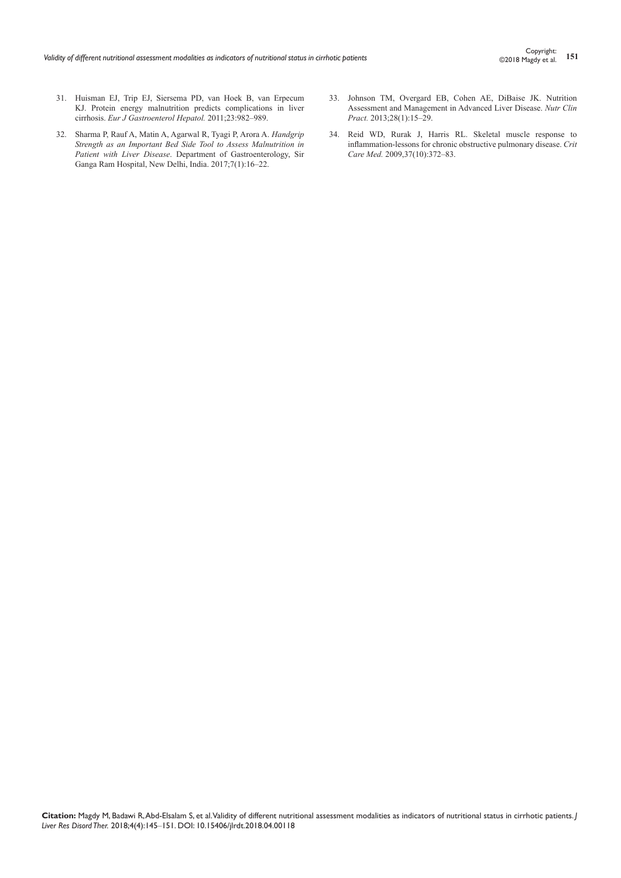31. Huisman EJ, Trip EJ, Siersema PD, van Hoek B, van Erpecum KJ. Protein energy malnutrition predicts complications in liver cirrhosis. *Eur J Gastroenterol Hepatol.* 2011;23:982–989.

32. Sharma P, Rauf A, Matin A, Agarwal R, Tyagi P, Arora A. *Handgrip Strength as an Important Bed Side Tool to Assess Malnutrition in Patient with Liver Disease*. Department of Gastroenterology, Sir Ganga Ram Hospital, New Delhi, India. 2017;7(1):16–22.

33. Johnson TM, Overgard EB, Cohen AE, DiBaise JK. Nutrition Assessment and Management in Advanced Liver Disease. *Nutr Clin Pract.* 2013;28(1):15–29.

34. Reid WD, Rurak J, Harris RL. Skeletal muscle response to inflammation-lessons for chronic obstructive pulmonary disease. *Crit Care Med.* 2009,37(10):372–83.